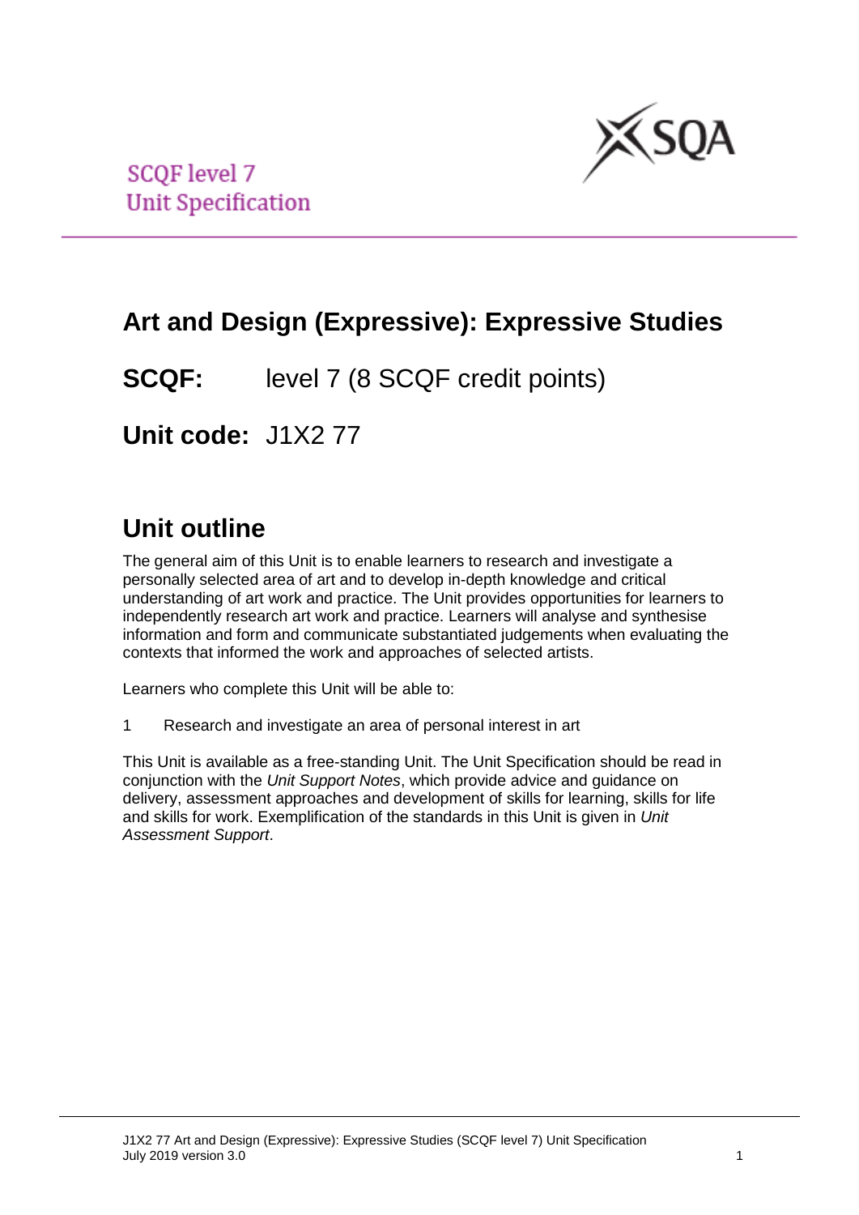SCQF level 7
Unit Specification

# Art and Design (Expressive): Expressive Studies

**SCQF:** level 7 (8 SCQF credit points)

**Unit code:** J1X2 77

## Unit outline

The general aim of this Unit is to enable learners to research and investigate a personally selected area of art and to develop in-depth knowledge and critical understanding of art work and practice. The Unit provides opportunities for learners to independently research art work and practice. Learners will analyse and synthesise information and form and communicate substantiated judgements when evaluating the contexts that informed the work and approaches of selected artists.

Learners who complete this Unit will be able to:

1 Research and investigate an area of personal interest in art

This Unit is available as a free-standing Unit. The Unit Specification should be read in conjunction with the *Unit Support Notes*, which provide advice and guidance on delivery, assessment approaches and development of skills for learning, skills for life and skills for work. Exemplification of the standards in this Unit is given in *Unit Assessment Support*.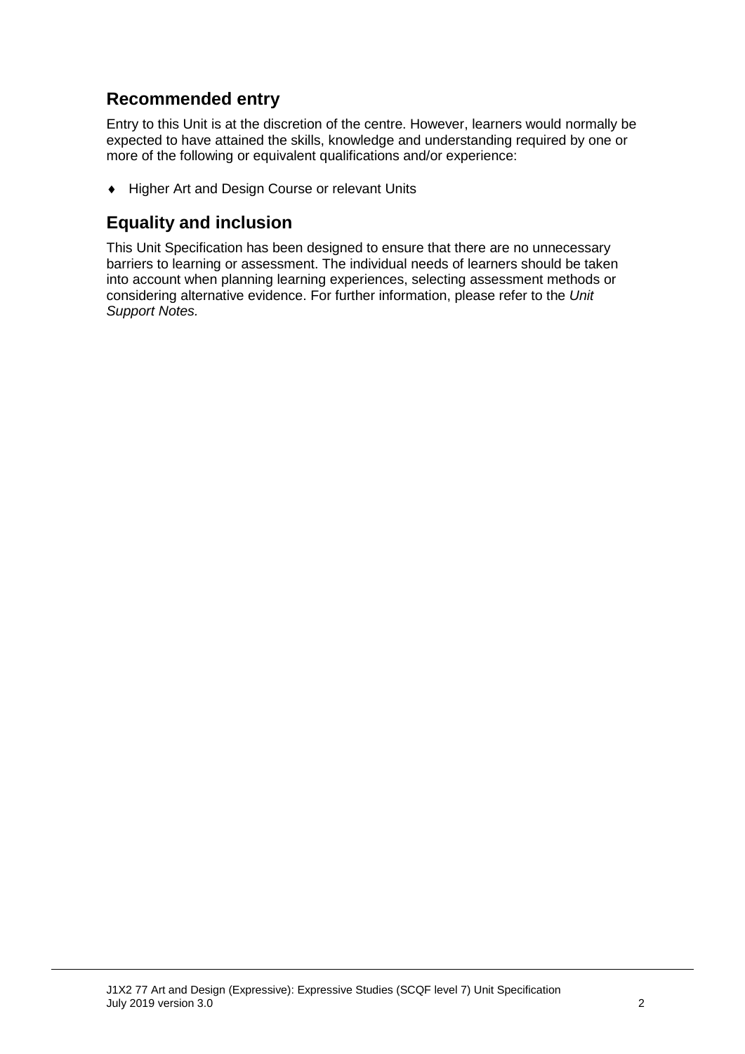## Recommended entry

Entry to this Unit is at the discretion of the centre. However, learners would normally be expected to have attained the skills, knowledge and understanding required by one or more of the following or equivalent qualifications and/or experience:

- Higher Art and Design Course or relevant Units

## Equality and inclusion

This Unit Specification has been designed to ensure that there are no unnecessary barriers to learning or assessment. The individual needs of learners should be taken into account when planning learning experiences, selecting assessment methods or considering alternative evidence. For further information, please refer to the *Unit Support Notes.*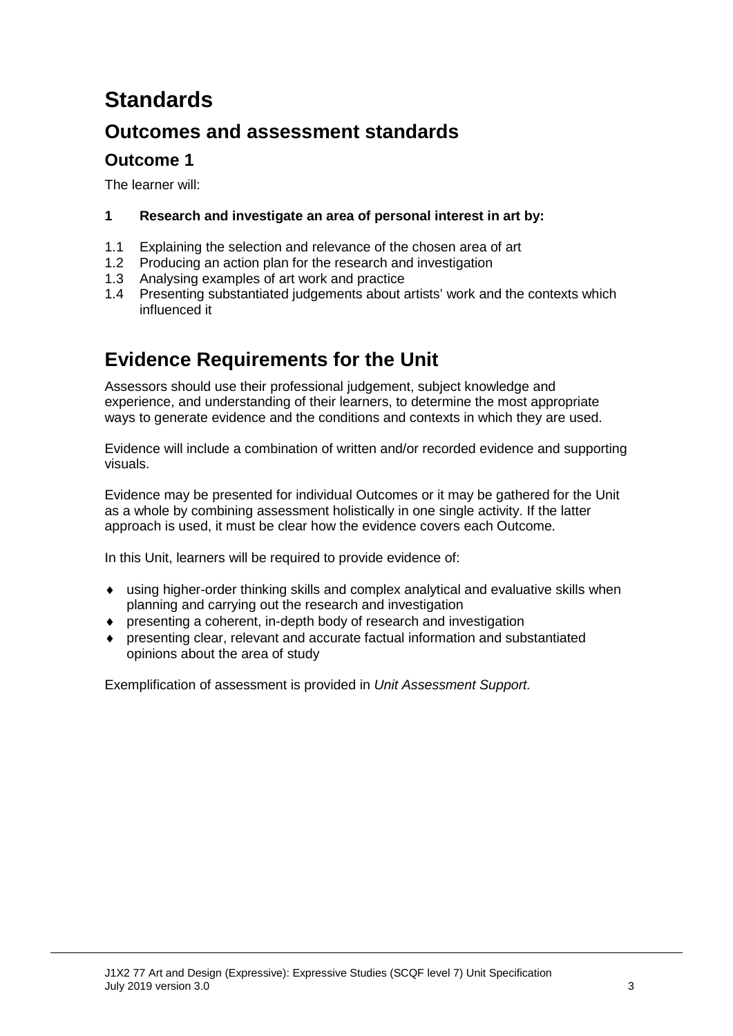# Standards

## Outcomes and assessment standards

### Outcome 1

The learner will:

**1 Research and investigate an area of personal interest in art by:**

1.1 Explaining the selection and relevance of the chosen area of art
1.2 Producing an action plan for the research and investigation
1.3 Analysing examples of art work and practice
1.4 Presenting substantiated judgements about artists' work and the contexts which influenced it

# Evidence Requirements for the Unit

Assessors should use their professional judgement, subject knowledge and experience, and understanding of their learners, to determine the most appropriate ways to generate evidence and the conditions and contexts in which they are used.

Evidence will include a combination of written and/or recorded evidence and supporting visuals.

Evidence may be presented for individual Outcomes or it may be gathered for the Unit as a whole by combining assessment holistically in one single activity. If the latter approach is used, it must be clear how the evidence covers each Outcome.

In this Unit, learners will be required to provide evidence of:

- using higher-order thinking skills and complex analytical and evaluative skills when planning and carrying out the research and investigation
- presenting a coherent, in-depth body of research and investigation
- presenting clear, relevant and accurate factual information and substantiated opinions about the area of study

Exemplification of assessment is provided in *Unit Assessment Support.*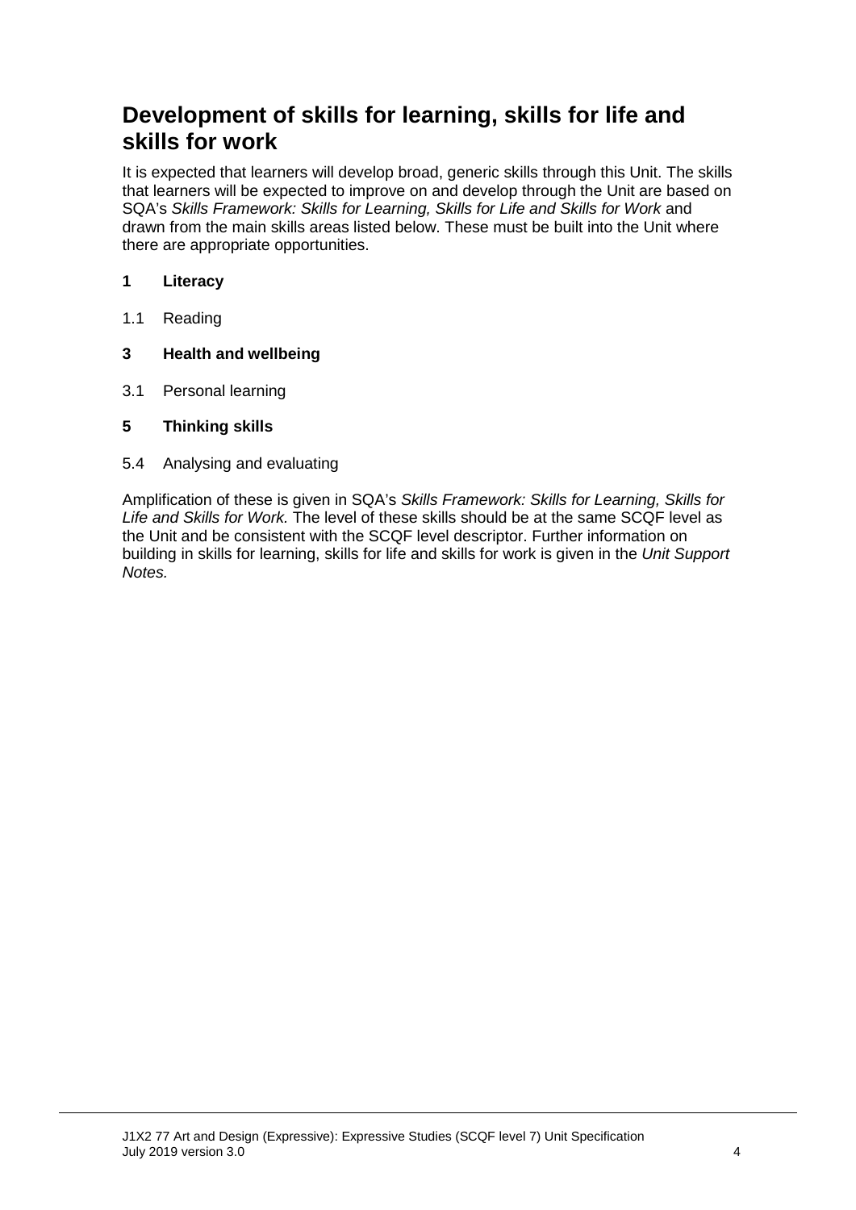## Development of skills for learning, skills for life and skills for work

It is expected that learners will develop broad, generic skills through this Unit. The skills that learners will be expected to improve on and develop through the Unit are based on SQA's *Skills Framework: Skills for Learning, Skills for Life and Skills for Work* and drawn from the main skills areas listed below. These must be built into the Unit where there are appropriate opportunities.

**1 Literacy**

1.1 Reading

**3 Health and wellbeing**

3.1 Personal learning

**5 Thinking skills**

5.4 Analysing and evaluating

Amplification of these is given in SQA's *Skills Framework: Skills for Learning, Skills for Life and Skills for Work.* The level of these skills should be at the same SCQF level as the Unit and be consistent with the SCQF level descriptor. Further information on building in skills for learning, skills for life and skills for work is given in the *Unit Support Notes.*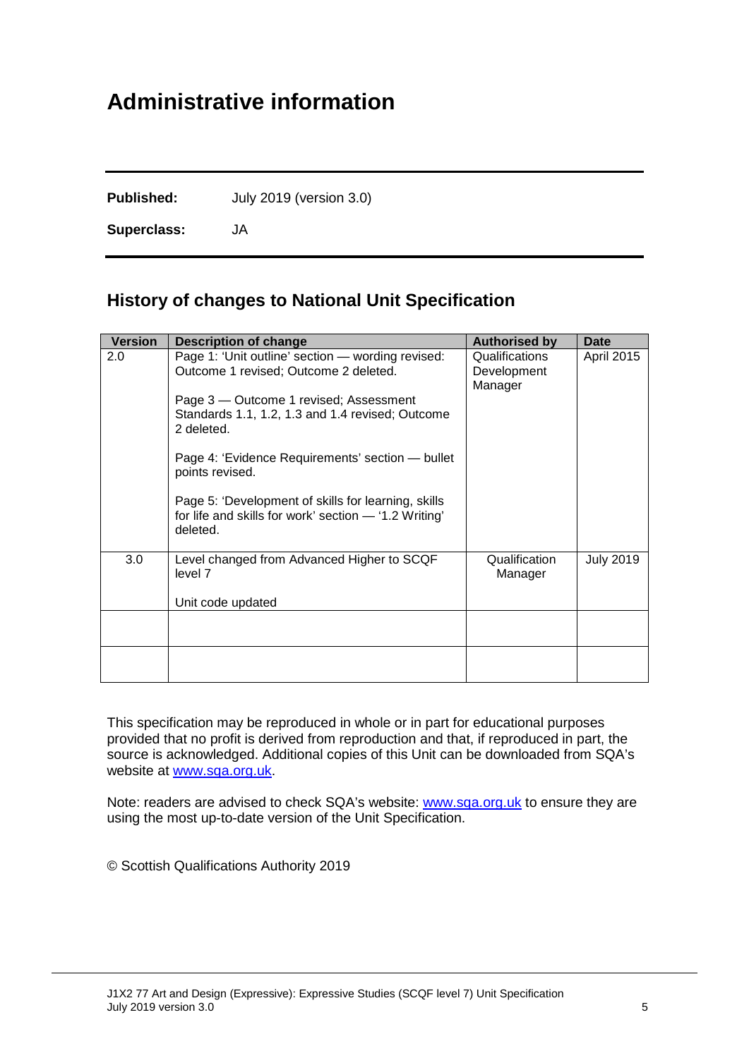# Administrative information

**Published:** July 2019 (version 3.0)

**Superclass:** JA

## History of changes to National Unit Specification

| Version | Description of change | Authorised by | Date |
| --- | --- | --- | --- |
| 2.0 | Page 1: 'Unit outline' section — wording revised: Outcome 1 revised; Outcome 2 deleted.<br><br>Page 3 — Outcome 1 revised; Assessment Standards 1.1, 1.2, 1.3 and 1.4 revised; Outcome 2 deleted.<br><br>Page 4: 'Evidence Requirements' section — bullet points revised.<br><br>Page 5: 'Development of skills for learning, skills for life and skills for work' section — '1.2 Writing' deleted. | Qualifications Development Manager | April 2015 |
| 3.0 | Level changed from Advanced Higher to SCQF level 7<br><br>Unit code updated | Qualification Manager | July 2019 |
| | | | |
| | | | |

This specification may be reproduced in whole or in part for educational purposes provided that no profit is derived from reproduction and that, if reproduced in part, the source is acknowledged. Additional copies of this Unit can be downloaded from SQA's website at [www.sqa.org.uk](http://www.sqa.org.uk).

Note: readers are advised to check SQA's website: [www.sqa.org.uk](http://www.sqa.org.uk) to ensure they are using the most up-to-date version of the Unit Specification.

© Scottish Qualifications Authority 2019